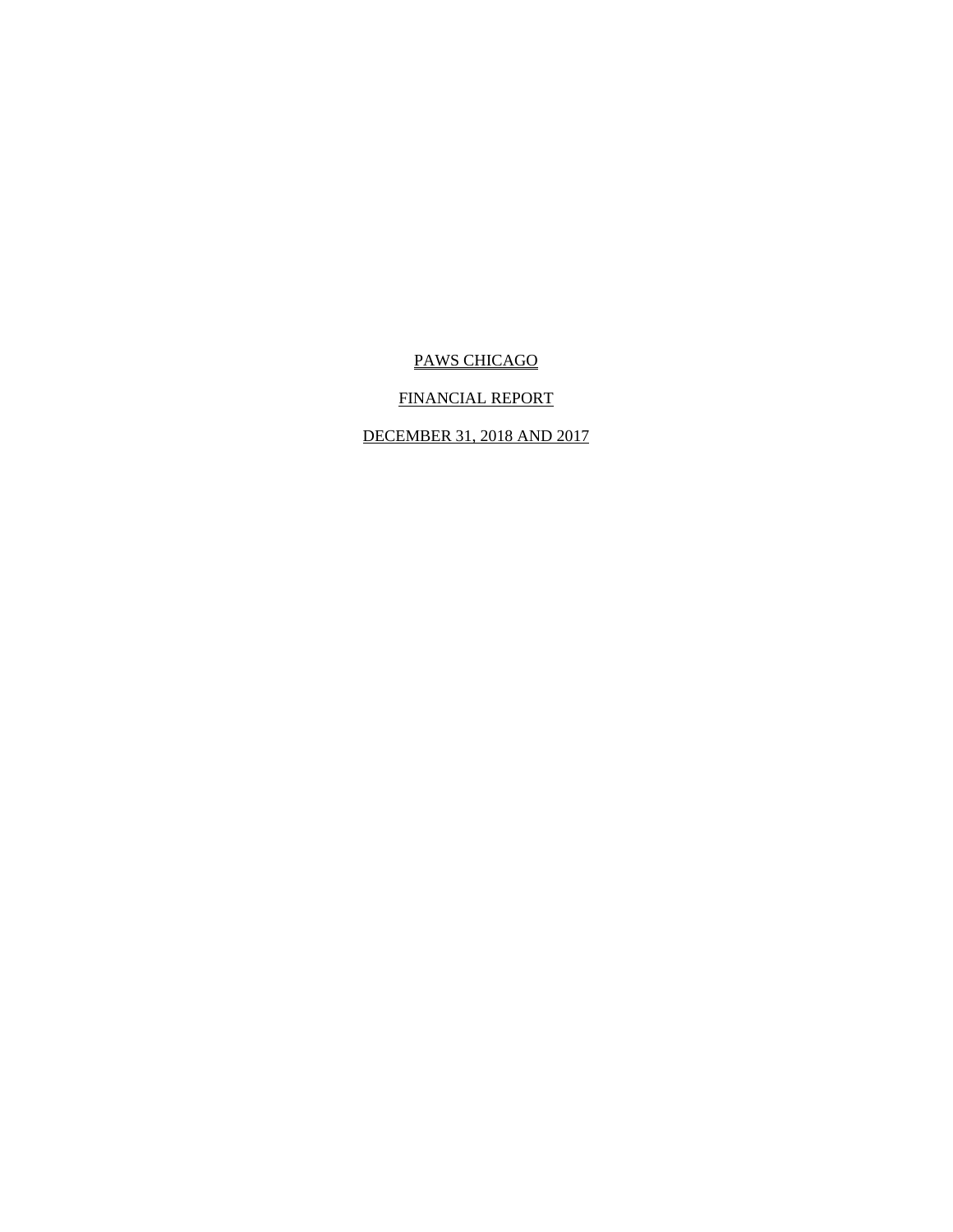# PAWS CHICAGO

## FINANCIAL REPORT

## DECEMBER 31, 2018 AND 2017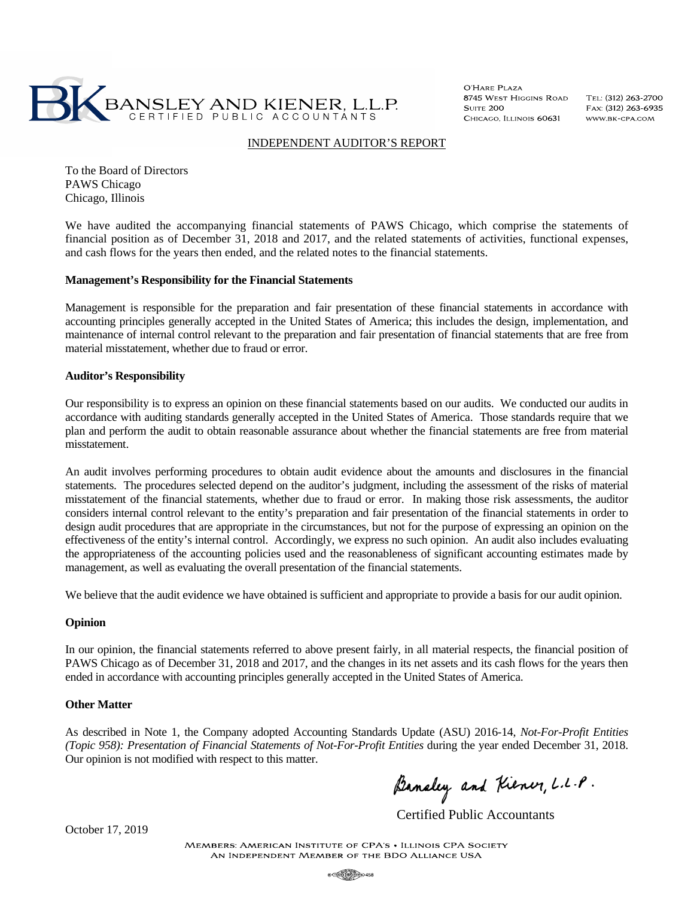BANSLEY AND KIENER, L.L.P.
CERTIFIED PUBLIC ACCOUNTANTS

O'HARE PLAZA
8745 WEST HIGGINS ROAD
SUITE 200
CHICAGO, ILLINOIS 60631

TEL: (312) 263-2700
FAX: (312) 263-6935
WWW.BK-CPA.COM

## INDEPENDENT AUDITOR'S REPORT

To the Board of Directors
PAWS Chicago
Chicago, Illinois

We have audited the accompanying financial statements of PAWS Chicago, which comprise the statements of financial position as of December 31, 2018 and 2017, and the related statements of activities, functional expenses, and cash flows for the years then ended, and the related notes to the financial statements.

**Management's Responsibility for the Financial Statements**

Management is responsible for the preparation and fair presentation of these financial statements in accordance with accounting principles generally accepted in the United States of America; this includes the design, implementation, and maintenance of internal control relevant to the preparation and fair presentation of financial statements that are free from material misstatement, whether due to fraud or error.

**Auditor's Responsibility**

Our responsibility is to express an opinion on these financial statements based on our audits. We conducted our audits in accordance with auditing standards generally accepted in the United States of America. Those standards require that we plan and perform the audit to obtain reasonable assurance about whether the financial statements are free from material misstatement.

An audit involves performing procedures to obtain audit evidence about the amounts and disclosures in the financial statements. The procedures selected depend on the auditor's judgment, including the assessment of the risks of material misstatement of the financial statements, whether due to fraud or error. In making those risk assessments, the auditor considers internal control relevant to the entity's preparation and fair presentation of the financial statements in order to design audit procedures that are appropriate in the circumstances, but not for the purpose of expressing an opinion on the effectiveness of the entity's internal control. Accordingly, we express no such opinion. An audit also includes evaluating the appropriateness of the accounting policies used and the reasonableness of significant accounting estimates made by management, as well as evaluating the overall presentation of the financial statements.

We believe that the audit evidence we have obtained is sufficient and appropriate to provide a basis for our audit opinion.

**Opinion**

In our opinion, the financial statements referred to above present fairly, in all material respects, the financial position of PAWS Chicago as of December 31, 2018 and 2017, and the changes in its net assets and its cash flows for the years then ended in accordance with accounting principles generally accepted in the United States of America.

**Other Matter**

As described in Note 1, the Company adopted Accounting Standards Update (ASU) 2016-14, *Not-For-Profit Entities (Topic 958): Presentation of Financial Statements of Not-For-Profit Entities* during the year ended December 31, 2018. Our opinion is not modified with respect to this matter.

Bansley and Kiener, L.L.P.

Certified Public Accountants

October 17, 2019

MEMBERS: AMERICAN INSTITUTE OF CPA'S • ILLINOIS CPA SOCIETY
AN INDEPENDENT MEMBER OF THE BDO ALLIANCE USA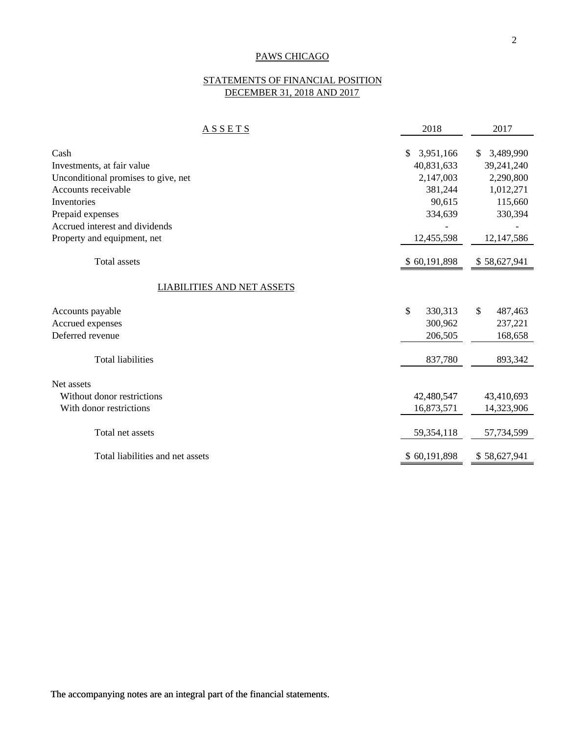PAWS CHICAGO

STATEMENTS OF FINANCIAL POSITION
DECEMBER 31, 2018 AND 2017

| A S S E T S | 2018 | 2017 |
|---|---|---|
| Cash | $ 3,951,166 | $ 3,489,990 |
| Investments, at fair value | 40,831,633 | 39,241,240 |
| Unconditional promises to give, net | 2,147,003 | 2,290,800 |
| Accounts receivable | 381,244 | 1,012,271 |
| Inventories | 90,615 | 115,660 |
| Prepaid expenses | 334,639 | 330,394 |
| Accrued interest and dividends | - | - |
| Property and equipment, net | 12,455,598 | 12,147,586 |
| Total assets | $ 60,191,898 | $ 58,627,941 |
| LIABILITIES AND NET ASSETS | | |
| Accounts payable | $ 330,313 | $ 487,463 |
| Accrued expenses | 300,962 | 237,221 |
| Deferred revenue | 206,505 | 168,658 |
| Total liabilities | 837,780 | 893,342 |
| Net assets | | |
| Without donor restrictions | 42,480,547 | 43,410,693 |
| With donor restrictions | 16,873,571 | 14,323,906 |
| Total net assets | 59,354,118 | 57,734,599 |
| Total liabilities and net assets | $ 60,191,898 | $ 58,627,941 |

The accompanying notes are an integral part of the financial statements.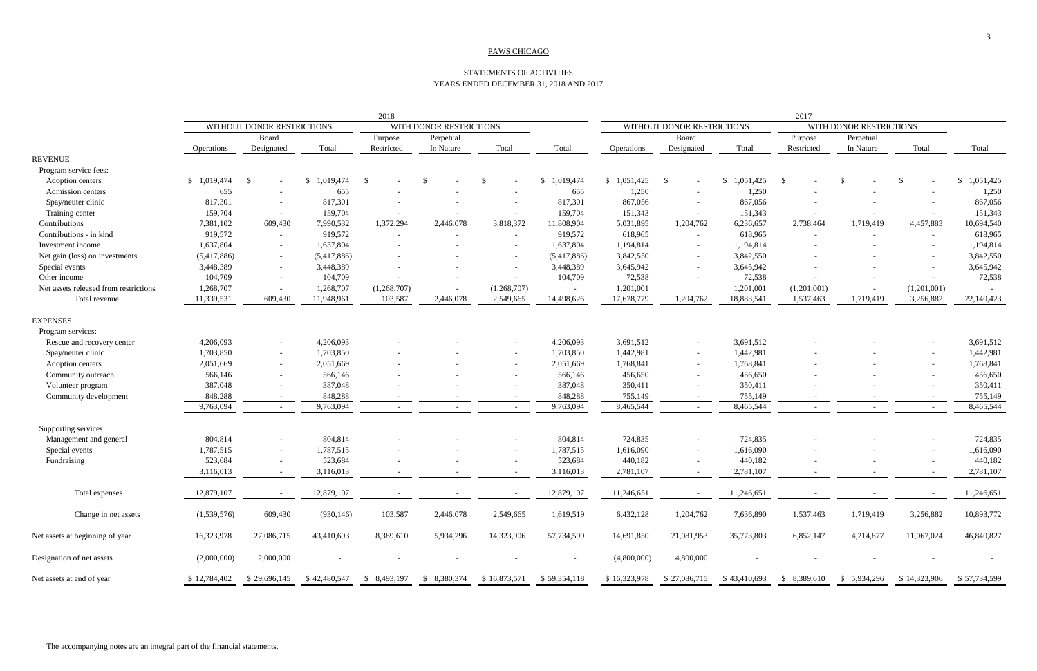PAWS CHICAGO

STATEMENTS OF ACTIVITIES
YEARS ENDED DECEMBER 31, 2018 AND 2017

| | 2018 | | | | | | | 2017 | | | | | | |
|---|---|---|---|---|---|---|---|---|---|---|---|---|---|---|
| | WITHOUT DONOR RESTRICTIONS | | | WITH DONOR RESTRICTIONS | | | | WITHOUT DONOR RESTRICTIONS | | | WITH DONOR RESTRICTIONS | | | |
| | Operations | Board Designated | Total | Purpose Restricted | Perpetual In Nature | Total | Total | Operations | Board Designated | Total | Purpose Restricted | Perpetual In Nature | Total | Total |
| **REVENUE** | | | | | | | | | | | | | | |
| Program service fees: | | | | | | | | | | | | | | |
| Adoption centers | $ 1,019,474 | $ - | $ 1,019,474 | $ - | $ - | $ - | $ 1,019,474 | $ 1,051,425 | $ - | $ 1,051,425 | $ - | $ - | $ - | $ 1,051,425 |
| Admission centers | 655 | - | 655 | - | - | - | 655 | 1,250 | - | 1,250 | - | - | - | 1,250 |
| Spay/neuter clinic | 817,301 | - | 817,301 | - | - | - | 817,301 | 867,056 | - | 867,056 | - | - | - | 867,056 |
| Training center | 159,704 | - | 159,704 | - | - | - | 159,704 | 151,343 | - | 151,343 | - | - | - | 151,343 |
| Contributions | 7,381,102 | 609,430 | 7,990,532 | 1,372,294 | 2,446,078 | 3,818,372 | 11,808,904 | 5,031,895 | 1,204,762 | 6,236,657 | 2,738,464 | 1,719,419 | 4,457,883 | 10,694,540 |
| Contributions - in kind | 919,572 | - | 919,572 | - | - | - | 919,572 | 618,965 | - | 618,965 | - | - | - | 618,965 |
| Investment income | 1,637,804 | - | 1,637,804 | - | - | - | 1,637,804 | 1,194,814 | - | 1,194,814 | - | - | - | 1,194,814 |
| Net gain (loss) on investments | (5,417,886) | - | (5,417,886) | - | - | - | (5,417,886) | 3,842,550 | - | 3,842,550 | - | - | - | 3,842,550 |
| Special events | 3,448,389 | - | 3,448,389 | - | - | - | 3,448,389 | 3,645,942 | - | 3,645,942 | - | - | - | 3,645,942 |
| Other income | 104,709 | - | 104,709 | - | - | - | 104,709 | 72,538 | - | 72,538 | - | - | - | 72,538 |
| Net assets released from restrictions | 1,268,707 | - | 1,268,707 | (1,268,707) | - | (1,268,707) | - | 1,201,001 | - | 1,201,001 | (1,201,001) | - | (1,201,001) | - |
| Total revenue | 11,339,531 | 609,430 | 11,948,961 | 103,587 | 2,446,078 | 2,549,665 | 14,498,626 | 17,678,779 | 1,204,762 | 18,883,541 | 1,537,463 | 1,719,419 | 3,256,882 | 22,140,423 |
| **EXPENSES** | | | | | | | | | | | | | | |
| Program services: | | | | | | | | | | | | | | |
| Rescue and recovery center | 4,206,093 | - | 4,206,093 | - | - | - | 4,206,093 | 3,691,512 | - | 3,691,512 | - | - | - | 3,691,512 |
| Spay/neuter clinic | 1,703,850 | - | 1,703,850 | - | - | - | 1,703,850 | 1,442,981 | - | 1,442,981 | - | - | - | 1,442,981 |
| Adoption centers | 2,051,669 | - | 2,051,669 | - | - | - | 2,051,669 | 1,768,841 | - | 1,768,841 | - | - | - | 1,768,841 |
| Community outreach | 566,146 | - | 566,146 | - | - | - | 566,146 | 456,650 | - | 456,650 | - | - | - | 456,650 |
| Volunteer program | 387,048 | - | 387,048 | - | - | - | 387,048 | 350,411 | - | 350,411 | - | - | - | 350,411 |
| Community development | 848,288 | - | 848,288 | - | - | - | 848,288 | 755,149 | - | 755,149 | - | - | - | 755,149 |
| | 9,763,094 | - | 9,763,094 | - | - | - | 9,763,094 | 8,465,544 | - | 8,465,544 | - | - | - | 8,465,544 |
| Supporting services: | | | | | | | | | | | | | | |
| Management and general | 804,814 | - | 804,814 | - | - | - | 804,814 | 724,835 | - | 724,835 | - | - | - | 724,835 |
| Special events | 1,787,515 | - | 1,787,515 | - | - | - | 1,787,515 | 1,616,090 | - | 1,616,090 | - | - | - | 1,616,090 |
| Fundraising | 523,684 | - | 523,684 | - | - | - | 523,684 | 440,182 | - | 440,182 | - | - | - | 440,182 |
| | 3,116,013 | - | 3,116,013 | - | - | - | 3,116,013 | 2,781,107 | - | 2,781,107 | - | - | - | 2,781,107 |
| Total expenses | 12,879,107 | - | 12,879,107 | - | - | - | 12,879,107 | 11,246,651 | - | 11,246,651 | - | - | - | 11,246,651 |
| Change in net assets | (1,539,576) | 609,430 | (930,146) | 103,587 | 2,446,078 | 2,549,665 | 1,619,519 | 6,432,128 | 1,204,762 | 7,636,890 | 1,537,463 | 1,719,419 | 3,256,882 | 10,893,772 |
| Net assets at beginning of year | 16,323,978 | 27,086,715 | 43,410,693 | 8,389,610 | 5,934,296 | 14,323,906 | 57,734,599 | 14,691,850 | 21,081,953 | 35,773,803 | 6,852,147 | 4,214,877 | 11,067,024 | 46,840,827 |
| Designation of net assets | (2,000,000) | 2,000,000 | - | - | - | - | - | (4,800,000) | 4,800,000 | - | - | - | - | - |
| Net assets at end of year | $ 12,784,402 | $ 29,696,145 | $ 42,480,547 | $ 8,493,197 | $ 8,380,374 | $ 16,873,571 | $ 59,354,118 | $ 16,323,978 | $ 27,086,715 | $ 43,410,693 | $ 8,389,610 | $ 5,934,296 | $ 14,323,906 | $ 57,734,599 |

The accompanying notes are an integral part of the financial statements.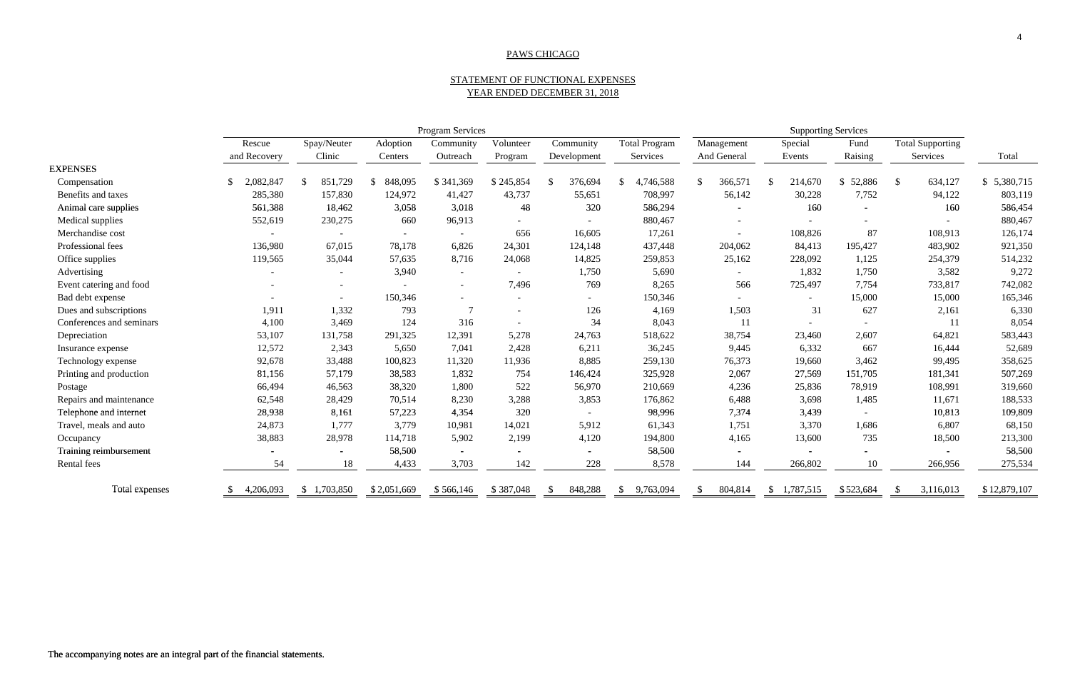PAWS CHICAGO

STATEMENT OF FUNCTIONAL EXPENSES
YEAR ENDED DECEMBER 31, 2018

| | Program Services | | | | | | | Supporting Services | | | | |
|---|---|---|---|---|---|---|---|---|---|---|---|---|
| | Rescue and Recovery | Spay/Neuter Clinic | Adoption Centers | Community Outreach | Volunteer Program | Community Development | Total Program Services | Management And General | Special Events | Fund Raising | Total Supporting Services | Total |
| **EXPENSES** | | | | | | | | | | | | |
| Compensation | $ 2,082,847 | $ 851,729 | $ 848,095 | $ 341,369 | $ 245,854 | $ 376,694 | $ 4,746,588 | $ 366,571 | $ 214,670 | $ 52,886 | $ 634,127 | $ 5,380,715 |
| Benefits and taxes | 285,380 | 157,830 | 124,972 | 41,427 | 43,737 | 55,651 | 708,997 | 56,142 | 30,228 | 7,752 | 94,122 | 803,119 |
| Animal care supplies | 561,388 | 18,462 | 3,058 | 3,018 | 48 | 320 | 586,294 | - | 160 | - | 160 | 586,454 |
| Medical supplies | 552,619 | 230,275 | 660 | 96,913 | - | - | 880,467 | - | - | - | - | 880,467 |
| Merchandise cost | - | - | - | - | 656 | 16,605 | 17,261 | - | 108,826 | 87 | 108,913 | 126,174 |
| Professional fees | 136,980 | 67,015 | 78,178 | 6,826 | 24,301 | 124,148 | 437,448 | 204,062 | 84,413 | 195,427 | 483,902 | 921,350 |
| Office supplies | 119,565 | 35,044 | 57,635 | 8,716 | 24,068 | 14,825 | 259,853 | 25,162 | 228,092 | 1,125 | 254,379 | 514,232 |
| Advertising | - | - | 3,940 | - | - | 1,750 | 5,690 | - | 1,832 | 1,750 | 3,582 | 9,272 |
| Event catering and food | - | - | - | - | 7,496 | 769 | 8,265 | 566 | 725,497 | 7,754 | 733,817 | 742,082 |
| Bad debt expense | - | - | 150,346 | - | - | - | 150,346 | - | - | 15,000 | 15,000 | 165,346 |
| Dues and subscriptions | 1,911 | 1,332 | 793 | 7 | - | 126 | 4,169 | 1,503 | 31 | 627 | 2,161 | 6,330 |
| Conferences and seminars | 4,100 | 3,469 | 124 | 316 | - | 34 | 8,043 | 11 | - | - | 11 | 8,054 |
| Depreciation | 53,107 | 131,758 | 291,325 | 12,391 | 5,278 | 24,763 | 518,622 | 38,754 | 23,460 | 2,607 | 64,821 | 583,443 |
| Insurance expense | 12,572 | 2,343 | 5,650 | 7,041 | 2,428 | 6,211 | 36,245 | 9,445 | 6,332 | 667 | 16,444 | 52,689 |
| Technology expense | 92,678 | 33,488 | 100,823 | 11,320 | 11,936 | 8,885 | 259,130 | 76,373 | 19,660 | 3,462 | 99,495 | 358,625 |
| Printing and production | 81,156 | 57,179 | 38,583 | 1,832 | 754 | 146,424 | 325,928 | 2,067 | 27,569 | 151,705 | 181,341 | 507,269 |
| Postage | 66,494 | 46,563 | 38,320 | 1,800 | 522 | 56,970 | 210,669 | 4,236 | 25,836 | 78,919 | 108,991 | 319,660 |
| Repairs and maintenance | 62,548 | 28,429 | 70,514 | 8,230 | 3,288 | 3,853 | 176,862 | 6,488 | 3,698 | 1,485 | 11,671 | 188,533 |
| Telephone and internet | 28,938 | 8,161 | 57,223 | 4,354 | 320 | - | 98,996 | 7,374 | 3,439 | - | 10,813 | 109,809 |
| Travel, meals and auto | 24,873 | 1,777 | 3,779 | 10,981 | 14,021 | 5,912 | 61,343 | 1,751 | 3,370 | 1,686 | 6,807 | 68,150 |
| Occupancy | 38,883 | 28,978 | 114,718 | 5,902 | 2,199 | 4,120 | 194,800 | 4,165 | 13,600 | 735 | 18,500 | 213,300 |
| Training reimbursement | - | - | 58,500 | - | - | - | 58,500 | - | - | - | - | 58,500 |
| Rental fees | 54 | 18 | 4,433 | 3,703 | 142 | 228 | 8,578 | 144 | 266,802 | 10 | 266,956 | 275,534 |
| Total expenses | $ 4,206,093 | $ 1,703,850 | $ 2,051,669 | $ 566,146 | $ 387,048 | $ 848,288 | $ 9,763,094 | $ 804,814 | $ 1,787,515 | $ 523,684 | $ 3,116,013 | $ 12,879,107 |

The accompanying notes are an integral part of the financial statements.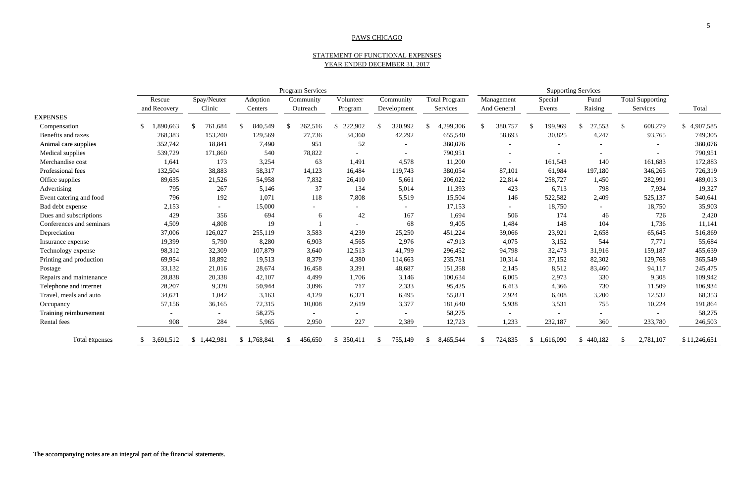PAWS CHICAGO

STATEMENT OF FUNCTIONAL EXPENSES
YEAR ENDED DECEMBER 31, 2017

| | Program Services | | | | | | | Supporting Services | | | | |
|---|---|---|---|---|---|---|---|---|---|---|---|---|
| | Rescue and Recovery | Spay/Neuter Clinic | Adoption Centers | Community Outreach | Volunteer Program | Community Development | Total Program Services | Management And General | Special Events | Fund Raising | Total Supporting Services | Total |
| **EXPENSES** | | | | | | | | | | | | |
| Compensation | $ 1,890,663 | $ 761,684 | $ 840,549 | $ 262,516 | $ 222,902 | $ 320,992 | $ 4,299,306 | $ 380,757 | $ 199,969 | $ 27,553 | $ 608,279 | $ 4,907,585 |
| Benefits and taxes | 268,383 | 153,200 | 129,569 | 27,736 | 34,360 | 42,292 | 655,540 | 58,693 | 30,825 | 4,247 | 93,765 | 749,305 |
| Animal care supplies | 352,742 | 18,841 | 7,490 | 951 | 52 | - | 380,076 | - | - | - | - | 380,076 |
| Medical supplies | 539,729 | 171,860 | 540 | 78,822 | - | - | 790,951 | - | - | - | - | 790,951 |
| Merchandise cost | 1,641 | 173 | 3,254 | 63 | 1,491 | 4,578 | 11,200 | - | 161,543 | 140 | 161,683 | 172,883 |
| Professional fees | 132,504 | 38,883 | 58,317 | 14,123 | 16,484 | 119,743 | 380,054 | 87,101 | 61,984 | 197,180 | 346,265 | 726,319 |
| Office supplies | 89,635 | 21,526 | 54,958 | 7,832 | 26,410 | 5,661 | 206,022 | 22,814 | 258,727 | 1,450 | 282,991 | 489,013 |
| Advertising | 795 | 267 | 5,146 | 37 | 134 | 5,014 | 11,393 | 423 | 6,713 | 798 | 7,934 | 19,327 |
| Event catering and food | 796 | 192 | 1,071 | 118 | 7,808 | 5,519 | 15,504 | 146 | 522,582 | 2,409 | 525,137 | 540,641 |
| Bad debt expense | 2,153 | - | 15,000 | - | - | - | 17,153 | - | 18,750 | - | 18,750 | 35,903 |
| Dues and subscriptions | 429 | 356 | 694 | 6 | 42 | 167 | 1,694 | 506 | 174 | 46 | 726 | 2,420 |
| Conferences and seminars | 4,509 | 4,808 | 19 | 1 | - | 68 | 9,405 | 1,484 | 148 | 104 | 1,736 | 11,141 |
| Depreciation | 37,006 | 126,027 | 255,119 | 3,583 | 4,239 | 25,250 | 451,224 | 39,066 | 23,921 | 2,658 | 65,645 | 516,869 |
| Insurance expense | 19,399 | 5,790 | 8,280 | 6,903 | 4,565 | 2,976 | 47,913 | 4,075 | 3,152 | 544 | 7,771 | 55,684 |
| Technology expense | 98,312 | 32,309 | 107,879 | 3,640 | 12,513 | 41,799 | 296,452 | 94,798 | 32,473 | 31,916 | 159,187 | 455,639 |
| Printing and production | 69,954 | 18,892 | 19,513 | 8,379 | 4,380 | 114,663 | 235,781 | 10,314 | 37,152 | 82,302 | 129,768 | 365,549 |
| Postage | 33,132 | 21,016 | 28,674 | 16,458 | 3,391 | 48,687 | 151,358 | 2,145 | 8,512 | 83,460 | 94,117 | 245,475 |
| Repairs and maintenance | 28,838 | 20,338 | 42,107 | 4,499 | 1,706 | 3,146 | 100,634 | 6,005 | 2,973 | 330 | 9,308 | 109,942 |
| Telephone and internet | 28,207 | 9,328 | 50,944 | 3,896 | 717 | 2,333 | 95,425 | 6,413 | 4,366 | 730 | 11,509 | 106,934 |
| Travel, meals and auto | 34,621 | 1,042 | 3,163 | 4,129 | 6,371 | 6,495 | 55,821 | 2,924 | 6,408 | 3,200 | 12,532 | 68,353 |
| Occupancy | 57,156 | 36,165 | 72,315 | 10,008 | 2,619 | 3,377 | 181,640 | 5,938 | 3,531 | 755 | 10,224 | 191,864 |
| Training reimbursement | - | - | 58,275 | - | - | - | 58,275 | - | - | - | - | 58,275 |
| Rental fees | 908 | 284 | 5,965 | 2,950 | 227 | 2,389 | 12,723 | 1,233 | 232,187 | 360 | 233,780 | 246,503 |
| Total expenses | $ 3,691,512 | $ 1,442,981 | $ 1,768,841 | $ 456,650 | $ 350,411 | $ 755,149 | $ 8,465,544 | $ 724,835 | $ 1,616,090 | $ 440,182 | $ 2,781,107 | $ 11,246,651 |

The accompanying notes are an integral part of the financial statements.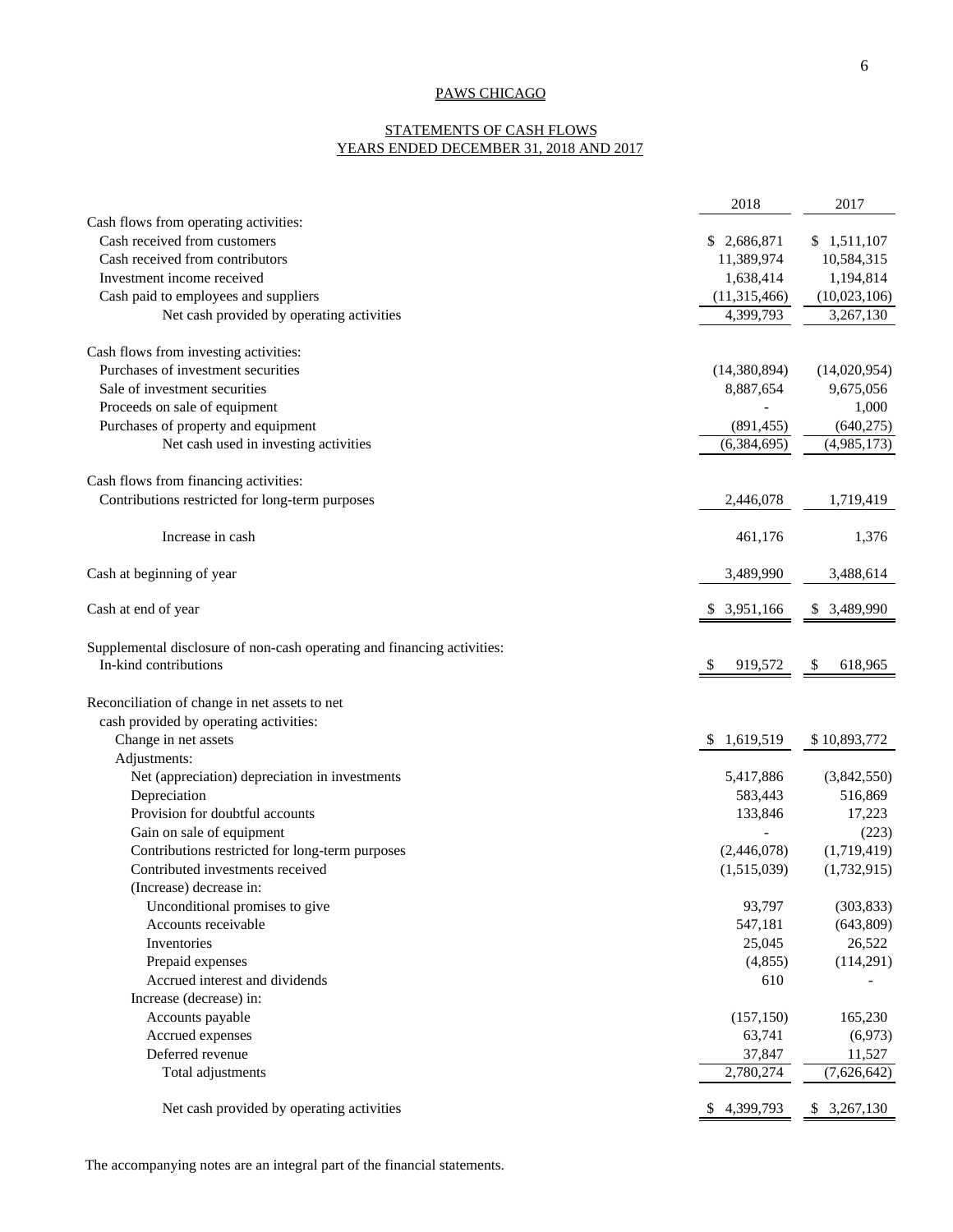# PAWS CHICAGO

## STATEMENTS OF CASH FLOWS
## YEARS ENDED DECEMBER 31, 2018 AND 2017

| | 2018 | 2017 |
|---|---|---|
| Cash flows from operating activities: | | |
| Cash received from customers | $ 2,686,871 | $ 1,511,107 |
| Cash received from contributors | 11,389,974 | 10,584,315 |
| Investment income received | 1,638,414 | 1,194,814 |
| Cash paid to employees and suppliers | (11,315,466) | (10,023,106) |
| Net cash provided by operating activities | 4,399,793 | 3,267,130 |
| | | |
| Cash flows from investing activities: | | |
| Purchases of investment securities | (14,380,894) | (14,020,954) |
| Sale of investment securities | 8,887,654 | 9,675,056 |
| Proceeds on sale of equipment | - | 1,000 |
| Purchases of property and equipment | (891,455) | (640,275) |
| Net cash used in investing activities | (6,384,695) | (4,985,173) |
| | | |
| Cash flows from financing activities: | | |
| Contributions restricted for long-term purposes | 2,446,078 | 1,719,419 |
| | | |
| Increase in cash | 461,176 | 1,376 |
| | | |
| Cash at beginning of year | 3,489,990 | 3,488,614 |
| | | |
| Cash at end of year | $ 3,951,166 | $ 3,489,990 |
| | | |
| Supplemental disclosure of non-cash operating and financing activities: | | |
| In-kind contributions | $ 919,572 | $ 618,965 |
| | | |
| Reconciliation of change in net assets to net cash provided by operating activities: | | |
| Change in net assets | $ 1,619,519 | $ 10,893,772 |
| Adjustments: | | |
| Net (appreciation) depreciation in investments | 5,417,886 | (3,842,550) |
| Depreciation | 583,443 | 516,869 |
| Provision for doubtful accounts | 133,846 | 17,223 |
| Gain on sale of equipment | - | (223) |
| Contributions restricted for long-term purposes | (2,446,078) | (1,719,419) |
| Contributed investments received | (1,515,039) | (1,732,915) |
| (Increase) decrease in: | | |
| Unconditional promises to give | 93,797 | (303,833) |
| Accounts receivable | 547,181 | (643,809) |
| Inventories | 25,045 | 26,522 |
| Prepaid expenses | (4,855) | (114,291) |
| Accrued interest and dividends | 610 | - |
| Increase (decrease) in: | | |
| Accounts payable | (157,150) | 165,230 |
| Accrued expenses | 63,741 | (6,973) |
| Deferred revenue | 37,847 | 11,527 |
| Total adjustments | 2,780,274 | (7,626,642) |
| | | |
| Net cash provided by operating activities | $ 4,399,793 | $ 3,267,130 |

The accompanying notes are an integral part of the financial statements.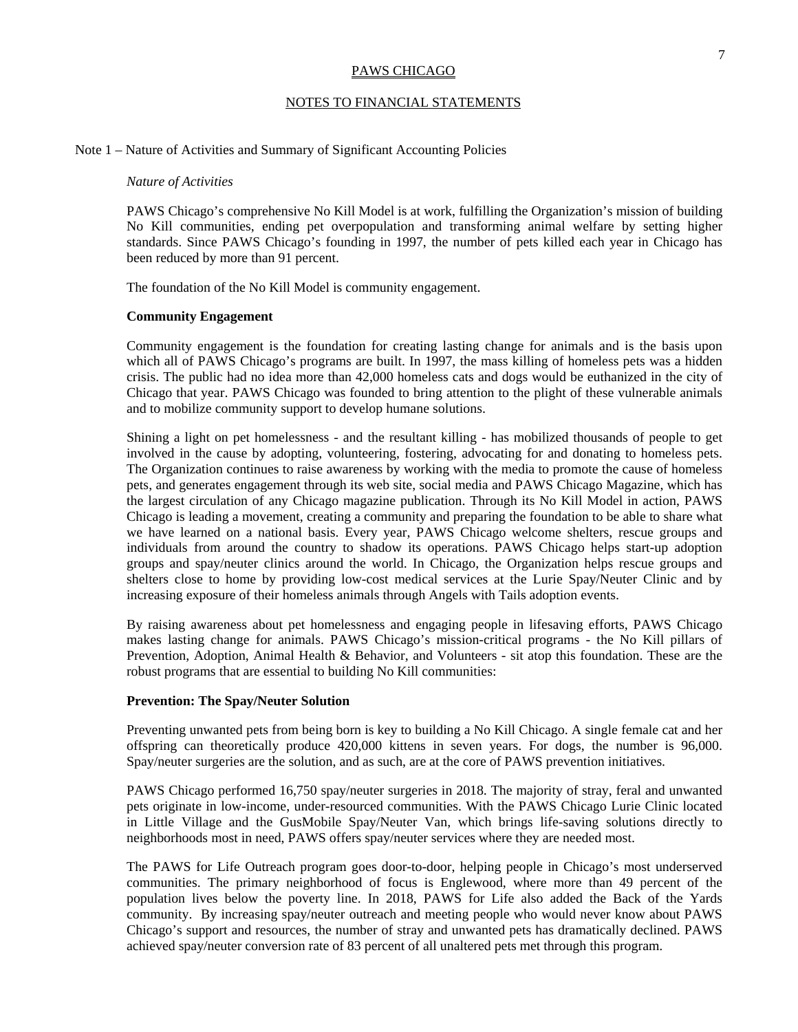PAWS CHICAGO

NOTES TO FINANCIAL STATEMENTS

Note 1 – Nature of Activities and Summary of Significant Accounting Policies

*Nature of Activities*

PAWS Chicago's comprehensive No Kill Model is at work, fulfilling the Organization's mission of building No Kill communities, ending pet overpopulation and transforming animal welfare by setting higher standards. Since PAWS Chicago's founding in 1997, the number of pets killed each year in Chicago has been reduced by more than 91 percent.

The foundation of the No Kill Model is community engagement.

**Community Engagement**

Community engagement is the foundation for creating lasting change for animals and is the basis upon which all of PAWS Chicago's programs are built. In 1997, the mass killing of homeless pets was a hidden crisis. The public had no idea more than 42,000 homeless cats and dogs would be euthanized in the city of Chicago that year. PAWS Chicago was founded to bring attention to the plight of these vulnerable animals and to mobilize community support to develop humane solutions.

Shining a light on pet homelessness - and the resultant killing - has mobilized thousands of people to get involved in the cause by adopting, volunteering, fostering, advocating for and donating to homeless pets. The Organization continues to raise awareness by working with the media to promote the cause of homeless pets, and generates engagement through its web site, social media and PAWS Chicago Magazine, which has the largest circulation of any Chicago magazine publication. Through its No Kill Model in action, PAWS Chicago is leading a movement, creating a community and preparing the foundation to be able to share what we have learned on a national basis. Every year, PAWS Chicago welcome shelters, rescue groups and individuals from around the country to shadow its operations. PAWS Chicago helps start-up adoption groups and spay/neuter clinics around the world. In Chicago, the Organization helps rescue groups and shelters close to home by providing low-cost medical services at the Lurie Spay/Neuter Clinic and by increasing exposure of their homeless animals through Angels with Tails adoption events.

By raising awareness about pet homelessness and engaging people in lifesaving efforts, PAWS Chicago makes lasting change for animals. PAWS Chicago's mission-critical programs - the No Kill pillars of Prevention, Adoption, Animal Health & Behavior, and Volunteers - sit atop this foundation. These are the robust programs that are essential to building No Kill communities:

**Prevention: The Spay/Neuter Solution**

Preventing unwanted pets from being born is key to building a No Kill Chicago. A single female cat and her offspring can theoretically produce 420,000 kittens in seven years. For dogs, the number is 96,000. Spay/neuter surgeries are the solution, and as such, are at the core of PAWS prevention initiatives.

PAWS Chicago performed 16,750 spay/neuter surgeries in 2018. The majority of stray, feral and unwanted pets originate in low-income, under-resourced communities. With the PAWS Chicago Lurie Clinic located in Little Village and the GusMobile Spay/Neuter Van, which brings life-saving solutions directly to neighborhoods most in need, PAWS offers spay/neuter services where they are needed most.

The PAWS for Life Outreach program goes door-to-door, helping people in Chicago's most underserved communities. The primary neighborhood of focus is Englewood, where more than 49 percent of the population lives below the poverty line. In 2018, PAWS for Life also added the Back of the Yards community. By increasing spay/neuter outreach and meeting people who would never know about PAWS Chicago's support and resources, the number of stray and unwanted pets has dramatically declined. PAWS achieved spay/neuter conversion rate of 83 percent of all unaltered pets met through this program.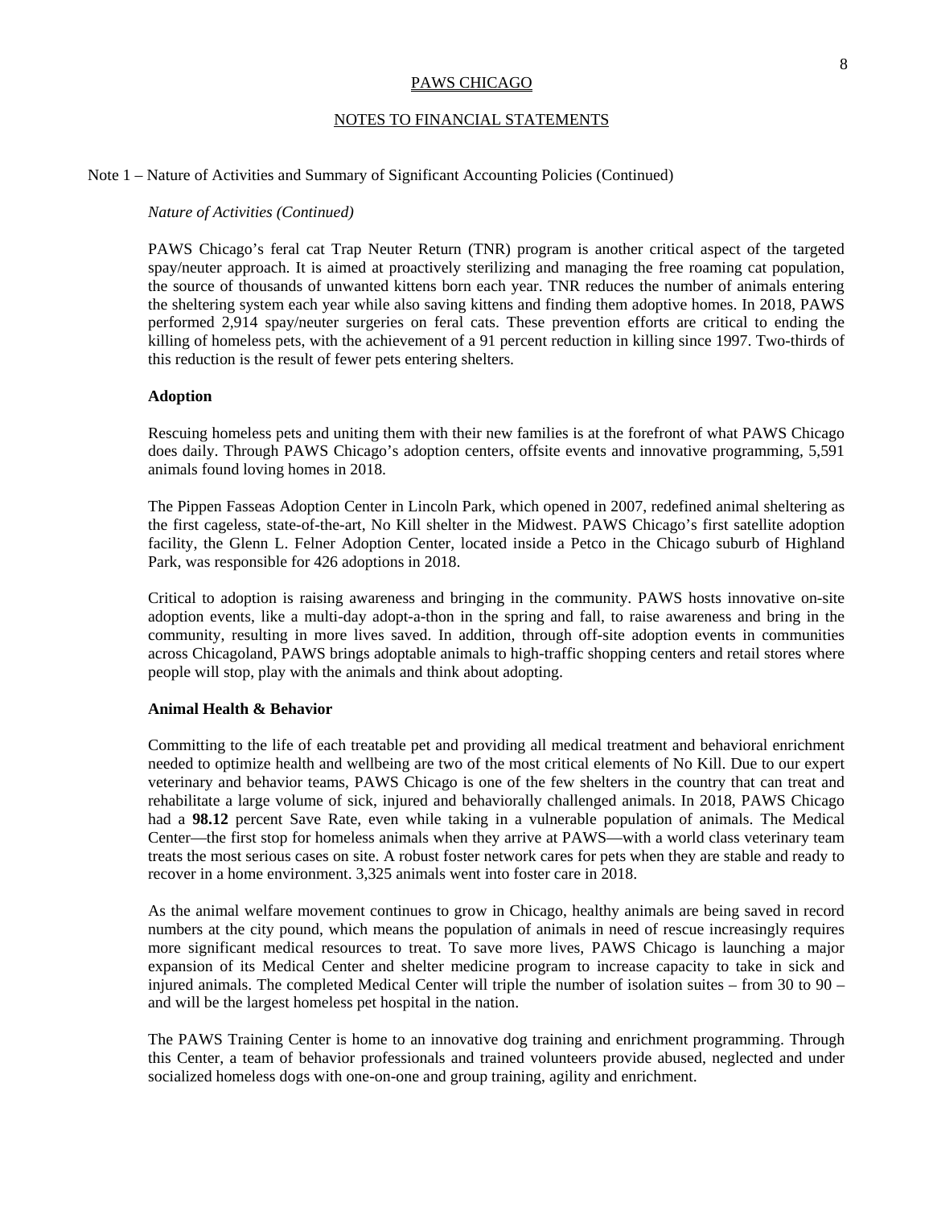PAWS CHICAGO

NOTES TO FINANCIAL STATEMENTS

Note 1 – Nature of Activities and Summary of Significant Accounting Policies (Continued)

*Nature of Activities (Continued)*

PAWS Chicago's feral cat Trap Neuter Return (TNR) program is another critical aspect of the targeted spay/neuter approach. It is aimed at proactively sterilizing and managing the free roaming cat population, the source of thousands of unwanted kittens born each year. TNR reduces the number of animals entering the sheltering system each year while also saving kittens and finding them adoptive homes. In 2018, PAWS performed 2,914 spay/neuter surgeries on feral cats. These prevention efforts are critical to ending the killing of homeless pets, with the achievement of a 91 percent reduction in killing since 1997. Two-thirds of this reduction is the result of fewer pets entering shelters.

**Adoption**

Rescuing homeless pets and uniting them with their new families is at the forefront of what PAWS Chicago does daily. Through PAWS Chicago's adoption centers, offsite events and innovative programming, 5,591 animals found loving homes in 2018.

The Pippen Fasseas Adoption Center in Lincoln Park, which opened in 2007, redefined animal sheltering as the first cageless, state-of-the-art, No Kill shelter in the Midwest. PAWS Chicago's first satellite adoption facility, the Glenn L. Felner Adoption Center, located inside a Petco in the Chicago suburb of Highland Park, was responsible for 426 adoptions in 2018.

Critical to adoption is raising awareness and bringing in the community. PAWS hosts innovative on-site adoption events, like a multi-day adopt-a-thon in the spring and fall, to raise awareness and bring in the community, resulting in more lives saved. In addition, through off-site adoption events in communities across Chicagoland, PAWS brings adoptable animals to high-traffic shopping centers and retail stores where people will stop, play with the animals and think about adopting.

**Animal Health & Behavior**

Committing to the life of each treatable pet and providing all medical treatment and behavioral enrichment needed to optimize health and wellbeing are two of the most critical elements of No Kill. Due to our expert veterinary and behavior teams, PAWS Chicago is one of the few shelters in the country that can treat and rehabilitate a large volume of sick, injured and behaviorally challenged animals. In 2018, PAWS Chicago had a **98.12** percent Save Rate, even while taking in a vulnerable population of animals. The Medical Center—the first stop for homeless animals when they arrive at PAWS—with a world class veterinary team treats the most serious cases on site. A robust foster network cares for pets when they are stable and ready to recover in a home environment. 3,325 animals went into foster care in 2018.

As the animal welfare movement continues to grow in Chicago, healthy animals are being saved in record numbers at the city pound, which means the population of animals in need of rescue increasingly requires more significant medical resources to treat. To save more lives, PAWS Chicago is launching a major expansion of its Medical Center and shelter medicine program to increase capacity to take in sick and injured animals. The completed Medical Center will triple the number of isolation suites – from 30 to 90 – and will be the largest homeless pet hospital in the nation.

The PAWS Training Center is home to an innovative dog training and enrichment programming. Through this Center, a team of behavior professionals and trained volunteers provide abused, neglected and under socialized homeless dogs with one-on-one and group training, agility and enrichment.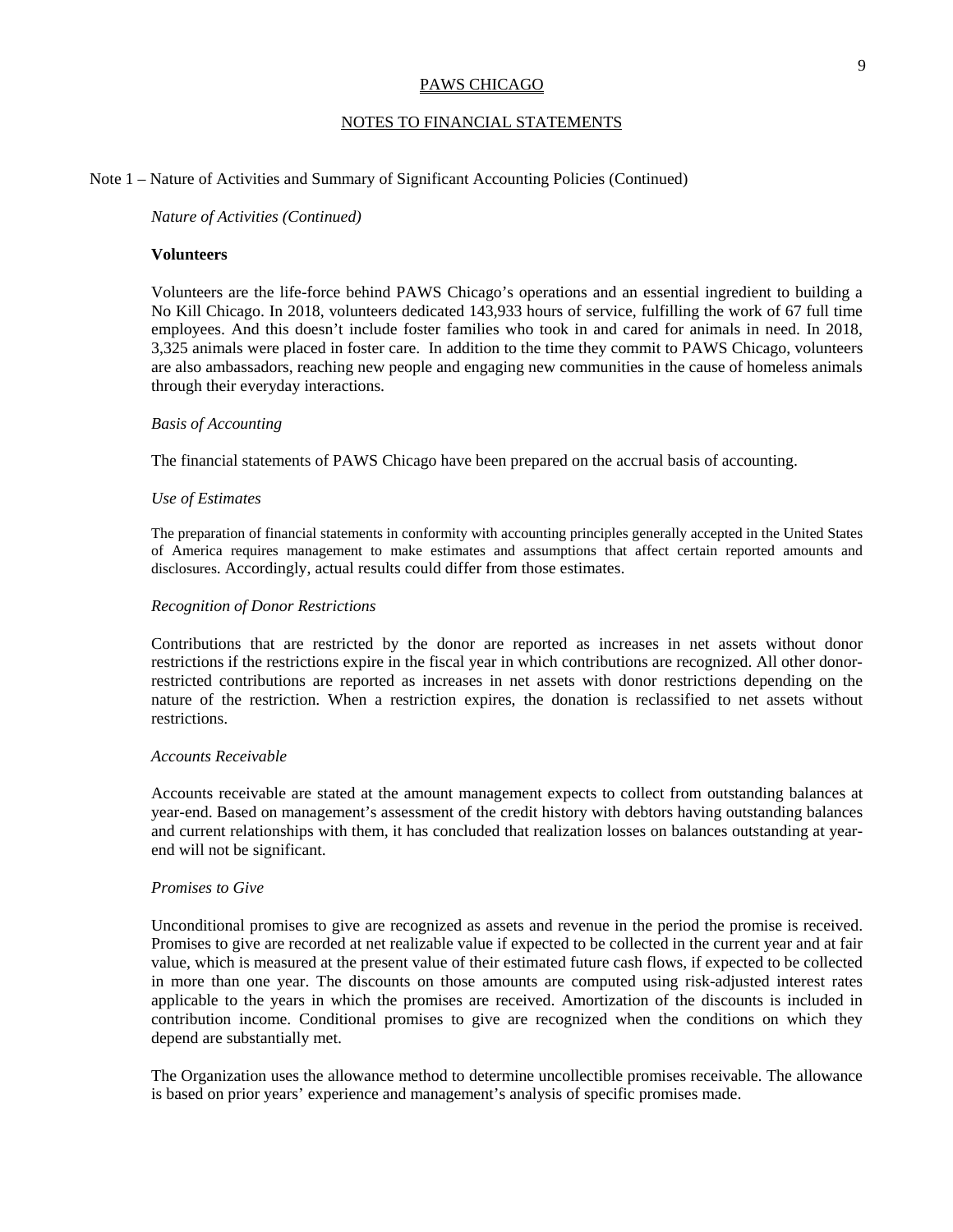PAWS CHICAGO

NOTES TO FINANCIAL STATEMENTS

Note 1 – Nature of Activities and Summary of Significant Accounting Policies (Continued)

*Nature of Activities (Continued)*

**Volunteers**

Volunteers are the life-force behind PAWS Chicago's operations and an essential ingredient to building a No Kill Chicago. In 2018, volunteers dedicated 143,933 hours of service, fulfilling the work of 67 full time employees. And this doesn't include foster families who took in and cared for animals in need. In 2018, 3,325 animals were placed in foster care. In addition to the time they commit to PAWS Chicago, volunteers are also ambassadors, reaching new people and engaging new communities in the cause of homeless animals through their everyday interactions.

*Basis of Accounting*

The financial statements of PAWS Chicago have been prepared on the accrual basis of accounting.

*Use of Estimates*

The preparation of financial statements in conformity with accounting principles generally accepted in the United States of America requires management to make estimates and assumptions that affect certain reported amounts and disclosures. Accordingly, actual results could differ from those estimates.

*Recognition of Donor Restrictions*

Contributions that are restricted by the donor are reported as increases in net assets without donor restrictions if the restrictions expire in the fiscal year in which contributions are recognized. All other donor-restricted contributions are reported as increases in net assets with donor restrictions depending on the nature of the restriction. When a restriction expires, the donation is reclassified to net assets without restrictions.

*Accounts Receivable*

Accounts receivable are stated at the amount management expects to collect from outstanding balances at year-end. Based on management's assessment of the credit history with debtors having outstanding balances and current relationships with them, it has concluded that realization losses on balances outstanding at year-end will not be significant.

*Promises to Give*

Unconditional promises to give are recognized as assets and revenue in the period the promise is received. Promises to give are recorded at net realizable value if expected to be collected in the current year and at fair value, which is measured at the present value of their estimated future cash flows, if expected to be collected in more than one year. The discounts on those amounts are computed using risk-adjusted interest rates applicable to the years in which the promises are received. Amortization of the discounts is included in contribution income. Conditional promises to give are recognized when the conditions on which they depend are substantially met.

The Organization uses the allowance method to determine uncollectible promises receivable. The allowance is based on prior years' experience and management's analysis of specific promises made.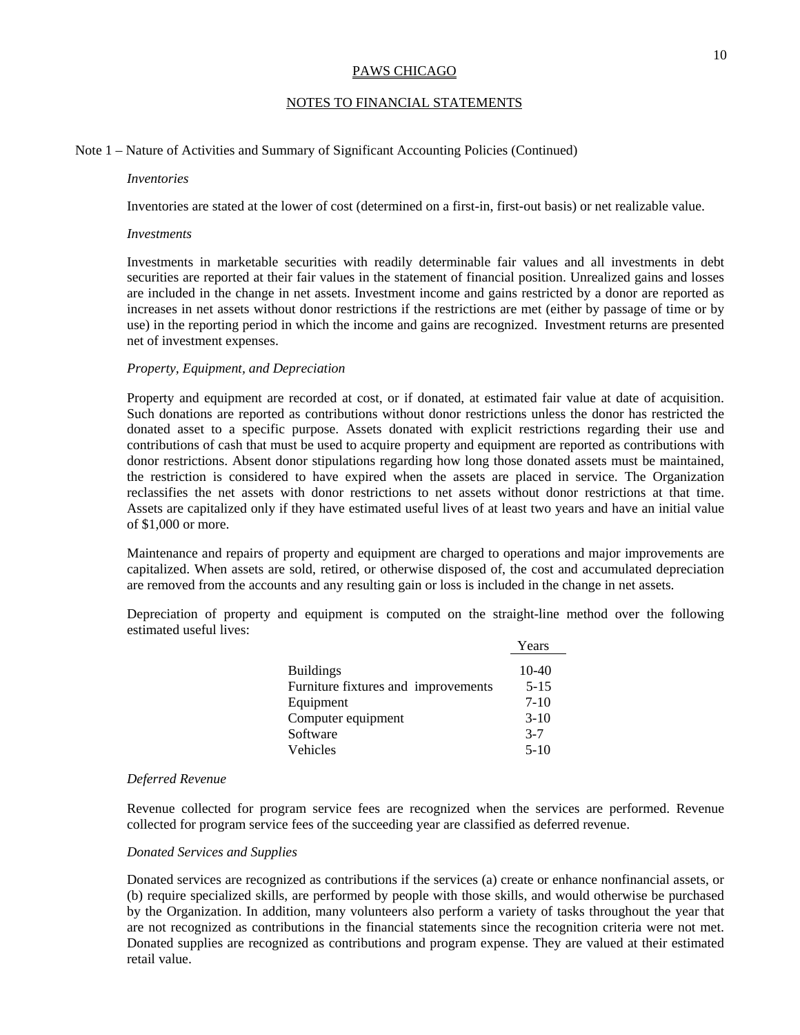PAWS CHICAGO

NOTES TO FINANCIAL STATEMENTS

Note 1 – Nature of Activities and Summary of Significant Accounting Policies (Continued)

*Inventories*

Inventories are stated at the lower of cost (determined on a first-in, first-out basis) or net realizable value.

*Investments*

Investments in marketable securities with readily determinable fair values and all investments in debt securities are reported at their fair values in the statement of financial position. Unrealized gains and losses are included in the change in net assets. Investment income and gains restricted by a donor are reported as increases in net assets without donor restrictions if the restrictions are met (either by passage of time or by use) in the reporting period in which the income and gains are recognized. Investment returns are presented net of investment expenses.

*Property, Equipment, and Depreciation*

Property and equipment are recorded at cost, or if donated, at estimated fair value at date of acquisition. Such donations are reported as contributions without donor restrictions unless the donor has restricted the donated asset to a specific purpose. Assets donated with explicit restrictions regarding their use and contributions of cash that must be used to acquire property and equipment are reported as contributions with donor restrictions. Absent donor stipulations regarding how long those donated assets must be maintained, the restriction is considered to have expired when the assets are placed in service. The Organization reclassifies the net assets with donor restrictions to net assets without donor restrictions at that time. Assets are capitalized only if they have estimated useful lives of at least two years and have an initial value of $1,000 or more.

Maintenance and repairs of property and equipment are charged to operations and major improvements are capitalized. When assets are sold, retired, or otherwise disposed of, the cost and accumulated depreciation are removed from the accounts and any resulting gain or loss is included in the change in net assets.

Depreciation of property and equipment is computed on the straight-line method over the following estimated useful lives:

| | Years |
|---|---|
| Buildings | 10-40 |
| Furniture fixtures and improvements | 5-15 |
| Equipment | 7-10 |
| Computer equipment | 3-10 |
| Software | 3-7 |
| Vehicles | 5-10 |

*Deferred Revenue*

Revenue collected for program service fees are recognized when the services are performed. Revenue collected for program service fees of the succeeding year are classified as deferred revenue.

*Donated Services and Supplies*

Donated services are recognized as contributions if the services (a) create or enhance nonfinancial assets, or (b) require specialized skills, are performed by people with those skills, and would otherwise be purchased by the Organization. In addition, many volunteers also perform a variety of tasks throughout the year that are not recognized as contributions in the financial statements since the recognition criteria were not met. Donated supplies are recognized as contributions and program expense. They are valued at their estimated retail value.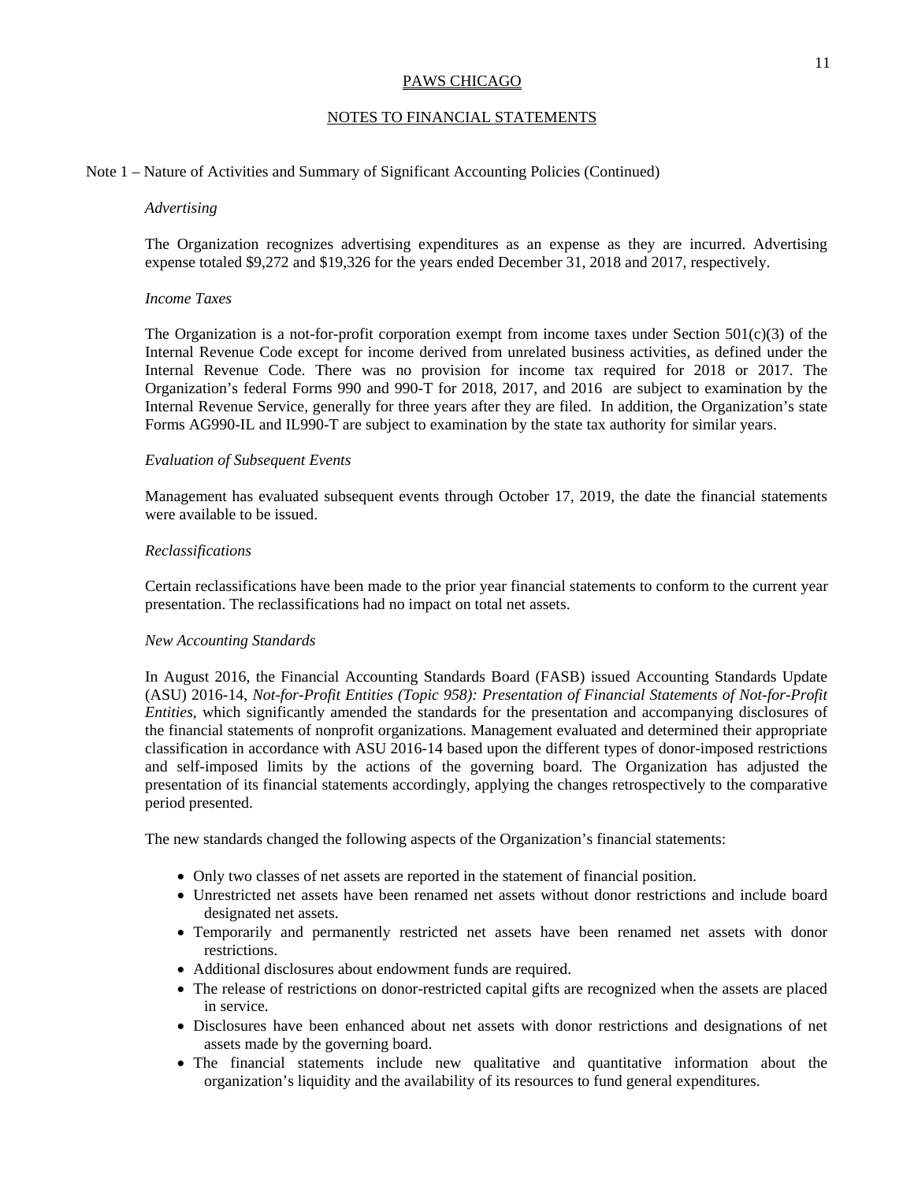PAWS CHICAGO

NOTES TO FINANCIAL STATEMENTS

Note 1 – Nature of Activities and Summary of Significant Accounting Policies (Continued)

*Advertising*

The Organization recognizes advertising expenditures as an expense as they are incurred. Advertising expense totaled $9,272 and $19,326 for the years ended December 31, 2018 and 2017, respectively.

*Income Taxes*

The Organization is a not-for-profit corporation exempt from income taxes under Section 501(c)(3) of the Internal Revenue Code except for income derived from unrelated business activities, as defined under the Internal Revenue Code. There was no provision for income tax required for 2018 or 2017. The Organization's federal Forms 990 and 990-T for 2018, 2017, and 2016 are subject to examination by the Internal Revenue Service, generally for three years after they are filed. In addition, the Organization's state Forms AG990-IL and IL990-T are subject to examination by the state tax authority for similar years.

*Evaluation of Subsequent Events*

Management has evaluated subsequent events through October 17, 2019, the date the financial statements were available to be issued.

*Reclassifications*

Certain reclassifications have been made to the prior year financial statements to conform to the current year presentation. The reclassifications had no impact on total net assets.

*New Accounting Standards*

In August 2016, the Financial Accounting Standards Board (FASB) issued Accounting Standards Update (ASU) 2016-14, *Not-for-Profit Entities (Topic 958): Presentation of Financial Statements of Not-for-Profit Entities,* which significantly amended the standards for the presentation and accompanying disclosures of the financial statements of nonprofit organizations. Management evaluated and determined their appropriate classification in accordance with ASU 2016-14 based upon the different types of donor-imposed restrictions and self-imposed limits by the actions of the governing board. The Organization has adjusted the presentation of its financial statements accordingly, applying the changes retrospectively to the comparative period presented.

The new standards changed the following aspects of the Organization's financial statements:

- Only two classes of net assets are reported in the statement of financial position.
- Unrestricted net assets have been renamed net assets without donor restrictions and include board designated net assets.
- Temporarily and permanently restricted net assets have been renamed net assets with donor restrictions.
- Additional disclosures about endowment funds are required.
- The release of restrictions on donor-restricted capital gifts are recognized when the assets are placed in service.
- Disclosures have been enhanced about net assets with donor restrictions and designations of net assets made by the governing board.
- The financial statements include new qualitative and quantitative information about the organization's liquidity and the availability of its resources to fund general expenditures.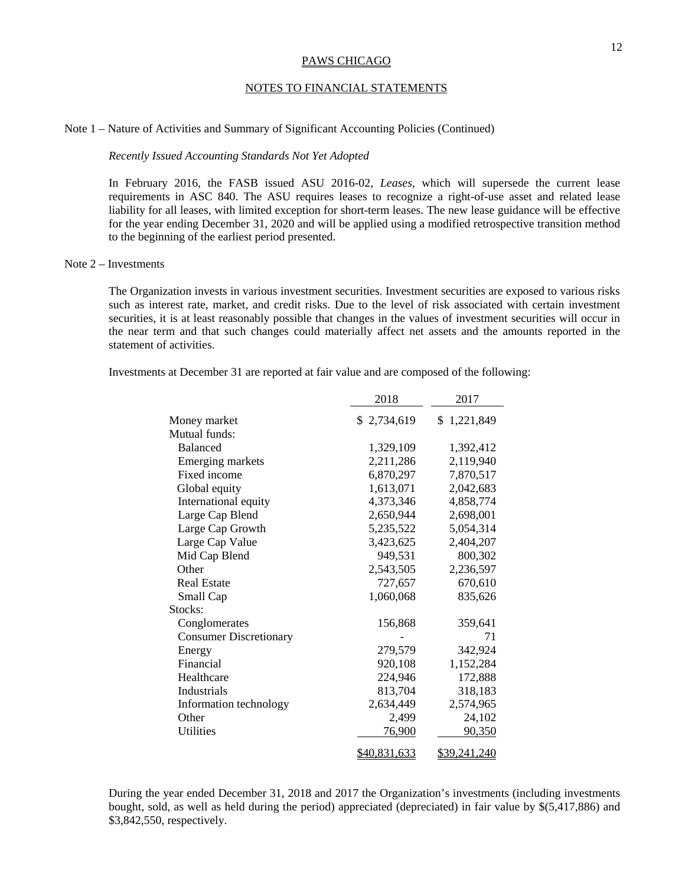PAWS CHICAGO

NOTES TO FINANCIAL STATEMENTS

Note 1 – Nature of Activities and Summary of Significant Accounting Policies (Continued)

*Recently Issued Accounting Standards Not Yet Adopted*

In February 2016, the FASB issued ASU 2016-02, *Leases*, which will supersede the current lease requirements in ASC 840. The ASU requires leases to recognize a right-of-use asset and related lease liability for all leases, with limited exception for short-term leases. The new lease guidance will be effective for the year ending December 31, 2020 and will be applied using a modified retrospective transition method to the beginning of the earliest period presented.

Note 2 – Investments

The Organization invests in various investment securities. Investment securities are exposed to various risks such as interest rate, market, and credit risks. Due to the level of risk associated with certain investment securities, it is at least reasonably possible that changes in the values of investment securities will occur in the near term and that such changes could materially affect net assets and the amounts reported in the statement of activities.

Investments at December 31 are reported at fair value and are composed of the following:

| | 2018 | 2017 |
|---|---|---|
| Money market | $ 2,734,619 | $ 1,221,849 |
| Mutual funds: | | |
| Balanced | 1,329,109 | 1,392,412 |
| Emerging markets | 2,211,286 | 2,119,940 |
| Fixed income | 6,870,297 | 7,870,517 |
| Global equity | 1,613,071 | 2,042,683 |
| International equity | 4,373,346 | 4,858,774 |
| Large Cap Blend | 2,650,944 | 2,698,001 |
| Large Cap Growth | 5,235,522 | 5,054,314 |
| Large Cap Value | 3,423,625 | 2,404,207 |
| Mid Cap Blend | 949,531 | 800,302 |
| Other | 2,543,505 | 2,236,597 |
| Real Estate | 727,657 | 670,610 |
| Small Cap | 1,060,068 | 835,626 |
| Stocks: | | |
| Conglomerates | 156,868 | 359,641 |
| Consumer Discretionary | - | 71 |
| Energy | 279,579 | 342,924 |
| Financial | 920,108 | 1,152,284 |
| Healthcare | 224,946 | 172,888 |
| Industrials | 813,704 | 318,183 |
| Information technology | 2,634,449 | 2,574,965 |
| Other | 2,499 | 24,102 |
| Utilities | 76,900 | 90,350 |
| | $40,831,633 | $39,241,240 |

During the year ended December 31, 2018 and 2017 the Organization's investments (including investments bought, sold, as well as held during the period) appreciated (depreciated) in fair value by $(5,417,886) and $3,842,550, respectively.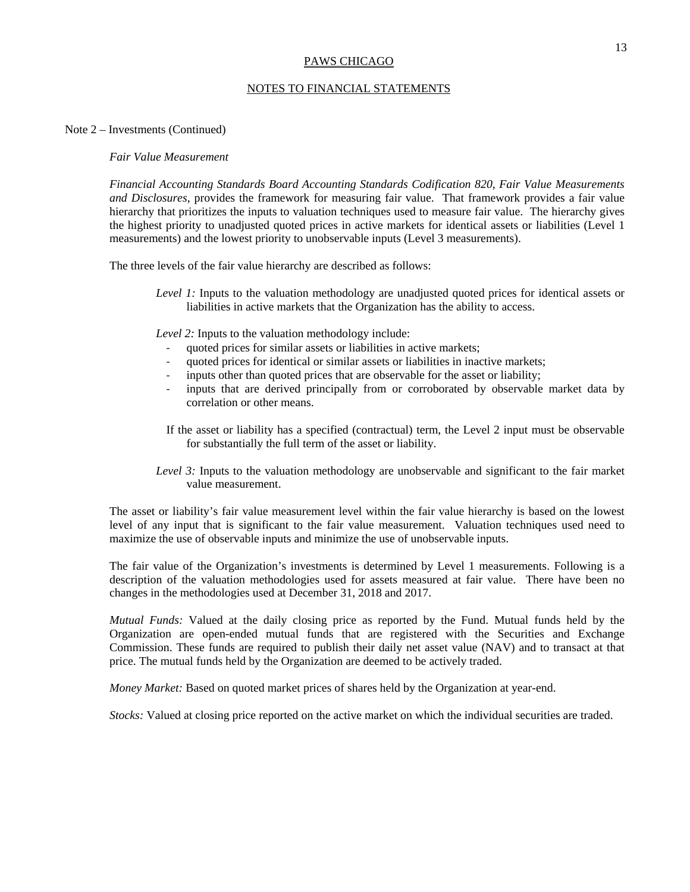PAWS CHICAGO

NOTES TO FINANCIAL STATEMENTS

Note 2 – Investments (Continued)

*Fair Value Measurement*

*Financial Accounting Standards Board Accounting Standards Codification 820*, *Fair Value Measurements and Disclosures*, provides the framework for measuring fair value. That framework provides a fair value hierarchy that prioritizes the inputs to valuation techniques used to measure fair value. The hierarchy gives the highest priority to unadjusted quoted prices in active markets for identical assets or liabilities (Level 1 measurements) and the lowest priority to unobservable inputs (Level 3 measurements).

The three levels of the fair value hierarchy are described as follows:

*Level 1:* Inputs to the valuation methodology are unadjusted quoted prices for identical assets or liabilities in active markets that the Organization has the ability to access.

*Level 2:* Inputs to the valuation methodology include:

- quoted prices for similar assets or liabilities in active markets;
- quoted prices for identical or similar assets or liabilities in inactive markets;
- inputs other than quoted prices that are observable for the asset or liability;
- inputs that are derived principally from or corroborated by observable market data by correlation or other means.

If the asset or liability has a specified (contractual) term, the Level 2 input must be observable for substantially the full term of the asset or liability.

*Level 3:* Inputs to the valuation methodology are unobservable and significant to the fair market value measurement.

The asset or liability's fair value measurement level within the fair value hierarchy is based on the lowest level of any input that is significant to the fair value measurement. Valuation techniques used need to maximize the use of observable inputs and minimize the use of unobservable inputs.

The fair value of the Organization's investments is determined by Level 1 measurements. Following is a description of the valuation methodologies used for assets measured at fair value. There have been no changes in the methodologies used at December 31, 2018 and 2017.

*Mutual Funds:* Valued at the daily closing price as reported by the Fund. Mutual funds held by the Organization are open-ended mutual funds that are registered with the Securities and Exchange Commission. These funds are required to publish their daily net asset value (NAV) and to transact at that price. The mutual funds held by the Organization are deemed to be actively traded.

*Money Market:* Based on quoted market prices of shares held by the Organization at year-end.

*Stocks:* Valued at closing price reported on the active market on which the individual securities are traded.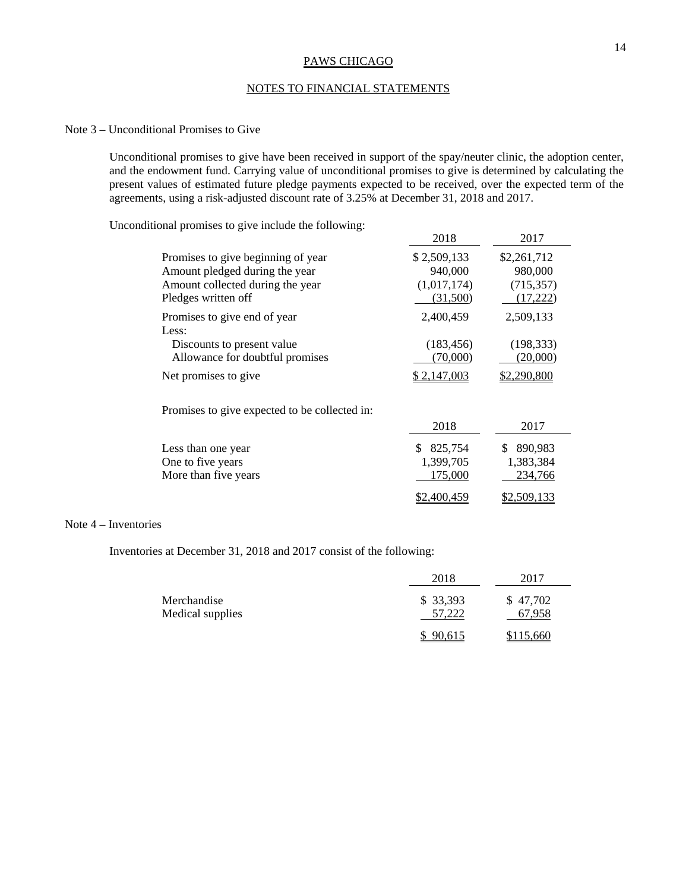PAWS CHICAGO

NOTES TO FINANCIAL STATEMENTS

Note 3 – Unconditional Promises to Give

Unconditional promises to give have been received in support of the spay/neuter clinic, the adoption center, and the endowment fund. Carrying value of unconditional promises to give is determined by calculating the present values of estimated future pledge payments expected to be received, over the expected term of the agreements, using a risk-adjusted discount rate of 3.25% at December 31, 2018 and 2017.

Unconditional promises to give include the following:

| | 2018 | 2017 |
|---|---|---|
| Promises to give beginning of year | $ 2,509,133 | $2,261,712 |
| Amount pledged during the year | 940,000 | 980,000 |
| Amount collected during the year | (1,017,174) | (715,357) |
| Pledges written off | (31,500) | (17,222) |
| Promises to give end of year | 2,400,459 | 2,509,133 |
| Less: | | |
| Discounts to present value | (183,456) | (198,333) |
| Allowance for doubtful promises | (70,000) | (20,000) |
| Net promises to give | $ 2,147,003 | $2,290,800 |

Promises to give expected to be collected in:

| | 2018 | 2017 |
|---|---|---|
| Less than one year | $ 825,754 | $ 890,983 |
| One to five years | 1,399,705 | 1,383,384 |
| More than five years | 175,000 | 234,766 |
| | $2,400,459 | $2,509,133 |

Note 4 – Inventories

Inventories at December 31, 2018 and 2017 consist of the following:

| | 2018 | 2017 |
|---|---|---|
| Merchandise | $ 33,393 | $ 47,702 |
| Medical supplies | 57,222 | 67,958 |
| | $ 90,615 | $115,660 |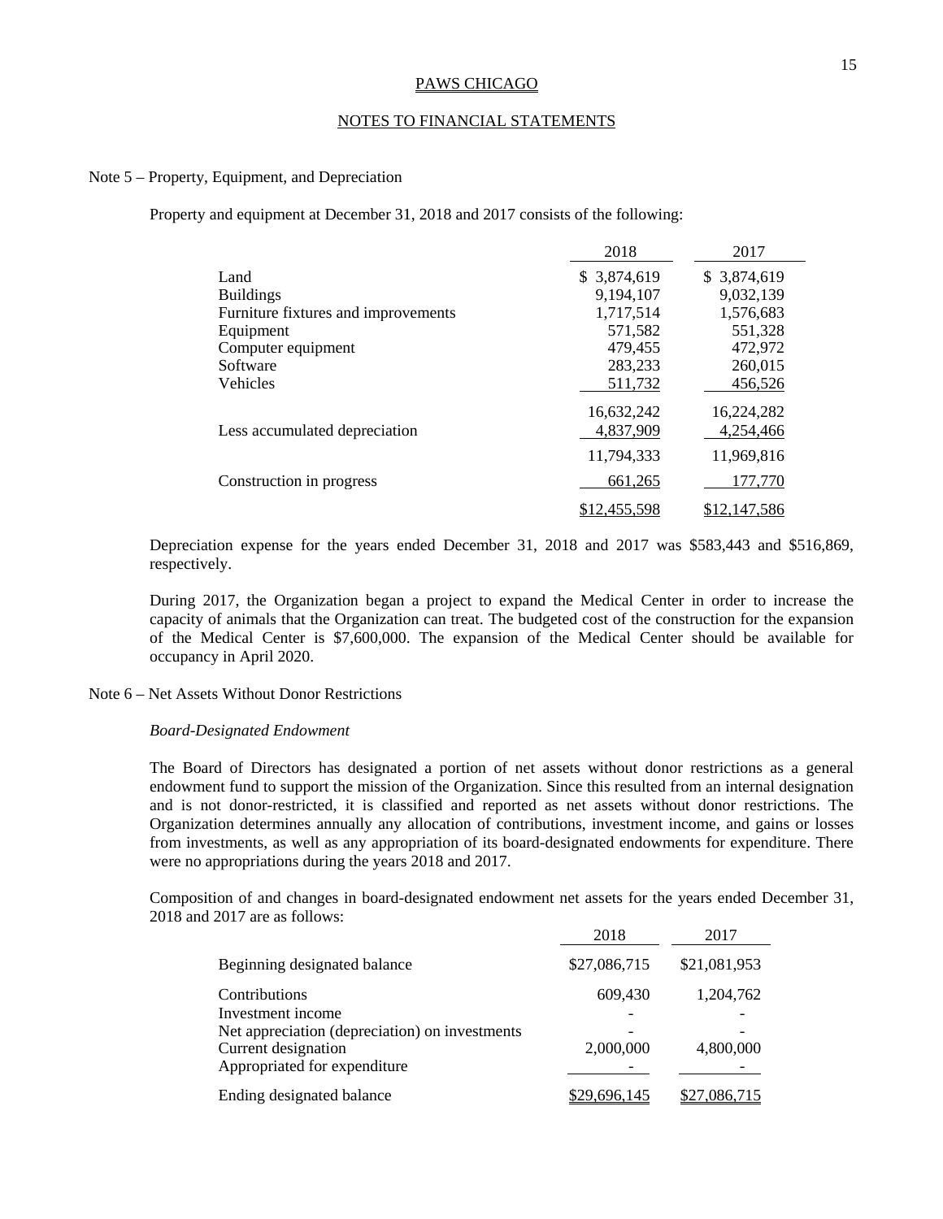PAWS CHICAGO

NOTES TO FINANCIAL STATEMENTS

Note 5 – Property, Equipment, and Depreciation

Property and equipment at December 31, 2018 and 2017 consists of the following:

| | 2018 | 2017 |
|---|---|---|
| Land | $ 3,874,619 | $ 3,874,619 |
| Buildings | 9,194,107 | 9,032,139 |
| Furniture fixtures and improvements | 1,717,514 | 1,576,683 |
| Equipment | 571,582 | 551,328 |
| Computer equipment | 479,455 | 472,972 |
| Software | 283,233 | 260,015 |
| Vehicles | 511,732 | 456,526 |
| | 16,632,242 | 16,224,282 |
| Less accumulated depreciation | 4,837,909 | 4,254,466 |
| | 11,794,333 | 11,969,816 |
| Construction in progress | 661,265 | 177,770 |
| | $12,455,598 | $12,147,586 |

Depreciation expense for the years ended December 31, 2018 and 2017 was $583,443 and $516,869, respectively.

During 2017, the Organization began a project to expand the Medical Center in order to increase the capacity of animals that the Organization can treat. The budgeted cost of the construction for the expansion of the Medical Center is $7,600,000. The expansion of the Medical Center should be available for occupancy in April 2020.

Note 6 – Net Assets Without Donor Restrictions

*Board-Designated Endowment*

The Board of Directors has designated a portion of net assets without donor restrictions as a general endowment fund to support the mission of the Organization. Since this resulted from an internal designation and is not donor-restricted, it is classified and reported as net assets without donor restrictions. The Organization determines annually any allocation of contributions, investment income, and gains or losses from investments, as well as any appropriation of its board-designated endowments for expenditure. There were no appropriations during the years 2018 and 2017.

Composition of and changes in board-designated endowment net assets for the years ended December 31, 2018 and 2017 are as follows:

| | 2018 | 2017 |
|---|---|---|
| Beginning designated balance | $27,086,715 | $21,081,953 |
| Contributions | 609,430 | 1,204,762 |
| Investment income | - | - |
| Net appreciation (depreciation) on investments | - | - |
| Current designation | 2,000,000 | 4,800,000 |
| Appropriated for expenditure | - | - |
| Ending designated balance | $29,696,145 | $27,086,715 |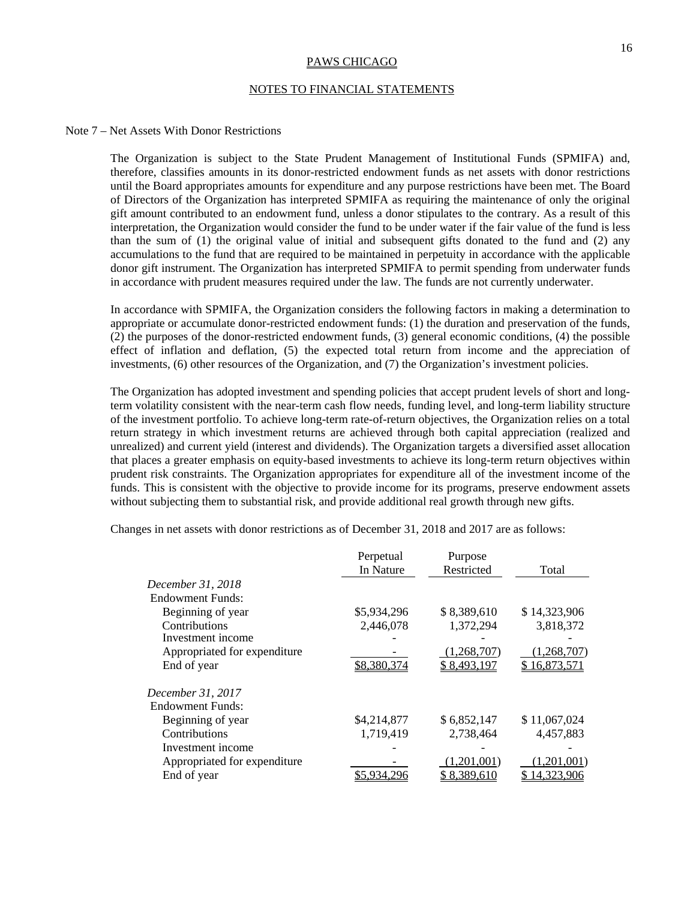PAWS CHICAGO

NOTES TO FINANCIAL STATEMENTS

Note 7 – Net Assets With Donor Restrictions

The Organization is subject to the State Prudent Management of Institutional Funds (SPMIFA) and, therefore, classifies amounts in its donor-restricted endowment funds as net assets with donor restrictions until the Board appropriates amounts for expenditure and any purpose restrictions have been met. The Board of Directors of the Organization has interpreted SPMIFA as requiring the maintenance of only the original gift amount contributed to an endowment fund, unless a donor stipulates to the contrary. As a result of this interpretation, the Organization would consider the fund to be under water if the fair value of the fund is less than the sum of (1) the original value of initial and subsequent gifts donated to the fund and (2) any accumulations to the fund that are required to be maintained in perpetuity in accordance with the applicable donor gift instrument. The Organization has interpreted SPMIFA to permit spending from underwater funds in accordance with prudent measures required under the law. The funds are not currently underwater.

In accordance with SPMIFA, the Organization considers the following factors in making a determination to appropriate or accumulate donor-restricted endowment funds: (1) the duration and preservation of the funds, (2) the purposes of the donor-restricted endowment funds, (3) general economic conditions, (4) the possible effect of inflation and deflation, (5) the expected total return from income and the appreciation of investments, (6) other resources of the Organization, and (7) the Organization's investment policies.

The Organization has adopted investment and spending policies that accept prudent levels of short and long-term volatility consistent with the near-term cash flow needs, funding level, and long-term liability structure of the investment portfolio. To achieve long-term rate-of-return objectives, the Organization relies on a total return strategy in which investment returns are achieved through both capital appreciation (realized and unrealized) and current yield (interest and dividends). The Organization targets a diversified asset allocation that places a greater emphasis on equity-based investments to achieve its long-term return objectives within prudent risk constraints. The Organization appropriates for expenditure all of the investment income of the funds. This is consistent with the objective to provide income for its programs, preserve endowment assets without subjecting them to substantial risk, and provide additional real growth through new gifts.

Changes in net assets with donor restrictions as of December 31, 2018 and 2017 are as follows:

| | Perpetual In Nature | Purpose Restricted | Total |
|---|---|---|---|
| *December 31, 2018* | | | |
| Endowment Funds: | | | |
| Beginning of year | $5,934,296 | $ 8,389,610 | $ 14,323,906 |
| Contributions | 2,446,078 | 1,372,294 | 3,818,372 |
| Investment income | - | - | - |
| Appropriated for expenditure | - | (1,268,707) | (1,268,707) |
| End of year | $8,380,374 | $ 8,493,197 | $ 16,873,571 |
| *December 31, 2017* | | | |
| Endowment Funds: | | | |
| Beginning of year | $4,214,877 | $ 6,852,147 | $ 11,067,024 |
| Contributions | 1,719,419 | 2,738,464 | 4,457,883 |
| Investment income | - | - | - |
| Appropriated for expenditure | - | (1,201,001) | (1,201,001) |
| End of year | $5,934,296 | $ 8,389,610 | $ 14,323,906 |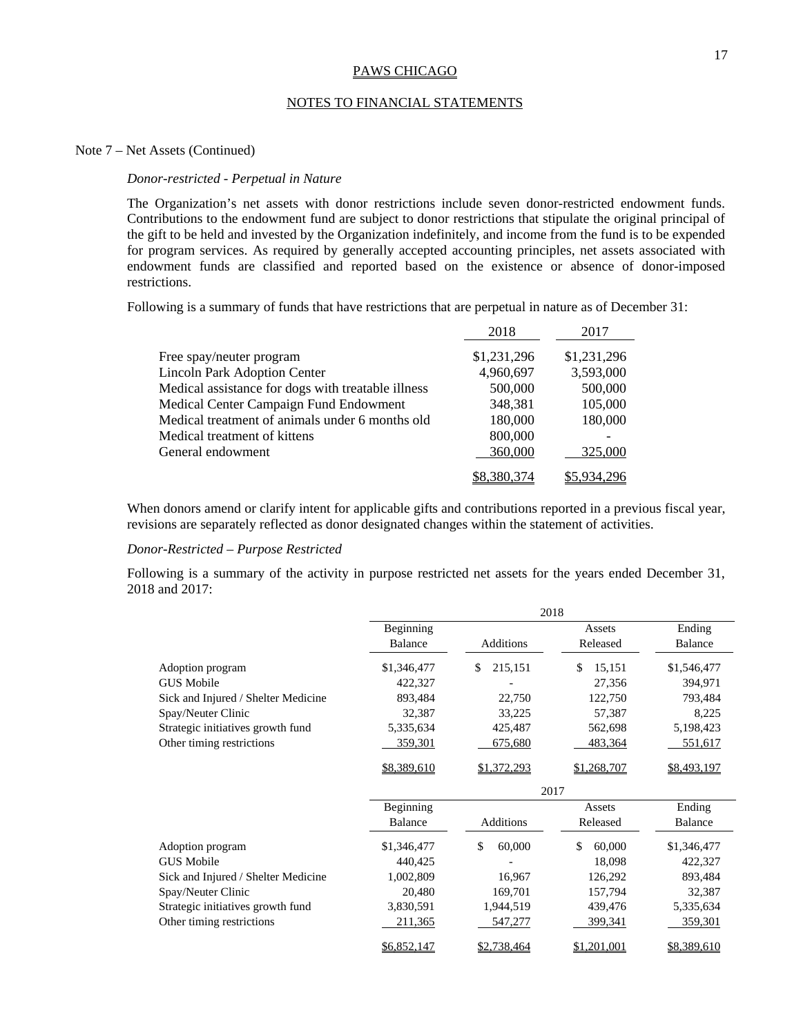PAWS CHICAGO

NOTES TO FINANCIAL STATEMENTS

Note 7 – Net Assets (Continued)

*Donor-restricted - Perpetual in Nature*

The Organization's net assets with donor restrictions include seven donor-restricted endowment funds. Contributions to the endowment fund are subject to donor restrictions that stipulate the original principal of the gift to be held and invested by the Organization indefinitely, and income from the fund is to be expended for program services. As required by generally accepted accounting principles, net assets associated with endowment funds are classified and reported based on the existence or absence of donor-imposed restrictions.

Following is a summary of funds that have restrictions that are perpetual in nature as of December 31:

| | 2018 | 2017 |
|---|---|---|
| Free spay/neuter program | $1,231,296 | $1,231,296 |
| Lincoln Park Adoption Center | 4,960,697 | 3,593,000 |
| Medical assistance for dogs with treatable illness | 500,000 | 500,000 |
| Medical Center Campaign Fund Endowment | 348,381 | 105,000 |
| Medical treatment of animals under 6 months old | 180,000 | 180,000 |
| Medical treatment of kittens | 800,000 | - |
| General endowment | 360,000 | 325,000 |
| | $8,380,374 | $5,934,296 |

When donors amend or clarify intent for applicable gifts and contributions reported in a previous fiscal year, revisions are separately reflected as donor designated changes within the statement of activities.

*Donor-Restricted – Purpose Restricted*

Following is a summary of the activity in purpose restricted net assets for the years ended December 31, 2018 and 2017:

| | 2018 | | | |
|---|---|---|---|---|
| | Beginning Balance | Additions | Assets Released | Ending Balance |
| Adoption program | $1,346,477 | $ 215,151 | $ 15,151 | $1,546,477 |
| GUS Mobile | 422,327 | - | 27,356 | 394,971 |
| Sick and Injured / Shelter Medicine | 893,484 | 22,750 | 122,750 | 793,484 |
| Spay/Neuter Clinic | 32,387 | 33,225 | 57,387 | 8,225 |
| Strategic initiatives growth fund | 5,335,634 | 425,487 | 562,698 | 5,198,423 |
| Other timing restrictions | 359,301 | 675,680 | 483,364 | 551,617 |
| | $8,389,610 | $1,372,293 | $1,268,707 | $8,493,197 |

| | 2017 | | | |
|---|---|---|---|---|
| | Beginning Balance | Additions | Assets Released | Ending Balance |
| Adoption program | $1,346,477 | $ 60,000 | $ 60,000 | $1,346,477 |
| GUS Mobile | 440,425 | - | 18,098 | 422,327 |
| Sick and Injured / Shelter Medicine | 1,002,809 | 16,967 | 126,292 | 893,484 |
| Spay/Neuter Clinic | 20,480 | 169,701 | 157,794 | 32,387 |
| Strategic initiatives growth fund | 3,830,591 | 1,944,519 | 439,476 | 5,335,634 |
| Other timing restrictions | 211,365 | 547,277 | 399,341 | 359,301 |
| | $6,852,147 | $2,738,464 | $1,201,001 | $8,389,610 |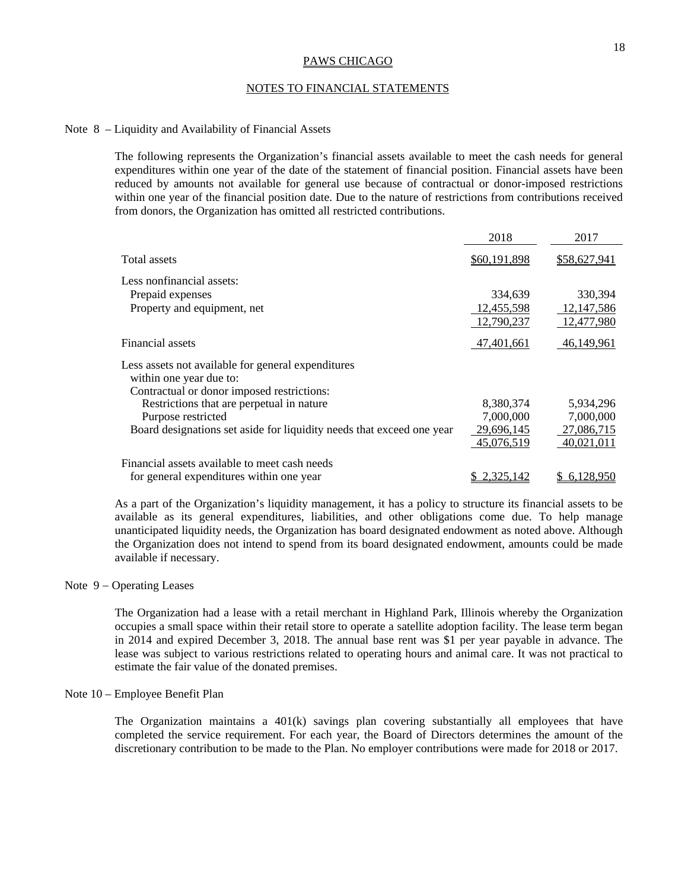PAWS CHICAGO

NOTES TO FINANCIAL STATEMENTS

Note 8 – Liquidity and Availability of Financial Assets

The following represents the Organization's financial assets available to meet the cash needs for general expenditures within one year of the date of the statement of financial position. Financial assets have been reduced by amounts not available for general use because of contractual or donor-imposed restrictions within one year of the financial position date. Due to the nature of restrictions from contributions received from donors, the Organization has omitted all restricted contributions.

| | 2018 | 2017 |
|---|---|---|
| Total assets | $60,191,898 | $58,627,941 |
| Less nonfinancial assets: | | |
| Prepaid expenses | 334,639 | 330,394 |
| Property and equipment, net | 12,455,598 | 12,147,586 |
| | 12,790,237 | 12,477,980 |
| Financial assets | 47,401,661 | 46,149,961 |
| Less assets not available for general expenditures within one year due to: | | |
| Contractual or donor imposed restrictions: | | |
| Restrictions that are perpetual in nature | 8,380,374 | 5,934,296 |
| Purpose restricted | 7,000,000 | 7,000,000 |
| Board designations set aside for liquidity needs that exceed one year | 29,696,145 | 27,086,715 |
| | 45,076,519 | 40,021,011 |
| Financial assets available to meet cash needs for general expenditures within one year | $ 2,325,142 | $ 6,128,950 |

As a part of the Organization's liquidity management, it has a policy to structure its financial assets to be available as its general expenditures, liabilities, and other obligations come due. To help manage unanticipated liquidity needs, the Organization has board designated endowment as noted above. Although the Organization does not intend to spend from its board designated endowment, amounts could be made available if necessary.

Note 9 – Operating Leases

The Organization had a lease with a retail merchant in Highland Park, Illinois whereby the Organization occupies a small space within their retail store to operate a satellite adoption facility. The lease term began in 2014 and expired December 3, 2018. The annual base rent was $1 per year payable in advance. The lease was subject to various restrictions related to operating hours and animal care. It was not practical to estimate the fair value of the donated premises.

Note 10 – Employee Benefit Plan

The Organization maintains a 401(k) savings plan covering substantially all employees that have completed the service requirement. For each year, the Board of Directors determines the amount of the discretionary contribution to be made to the Plan. No employer contributions were made for 2018 or 2017.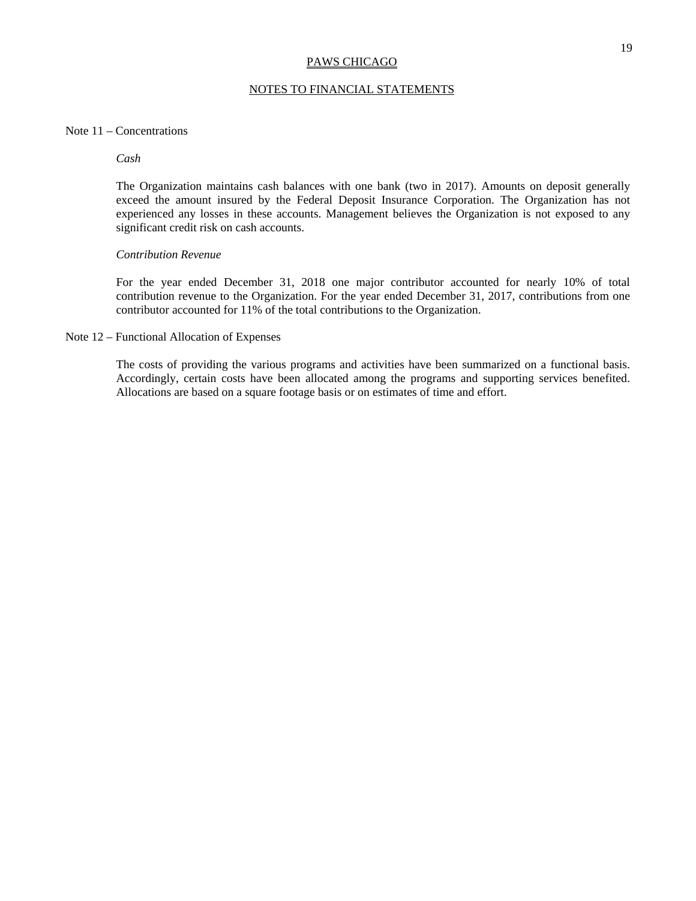## Note 11 – Concentrations

*Cash*

The Organization maintains cash balances with one bank (two in 2017). Amounts on deposit generally exceed the amount insured by the Federal Deposit Insurance Corporation. The Organization has not experienced any losses in these accounts. Management believes the Organization is not exposed to any significant credit risk on cash accounts.

*Contribution Revenue*

For the year ended December 31, 2018 one major contributor accounted for nearly 10% of total contribution revenue to the Organization. For the year ended December 31, 2017, contributions from one contributor accounted for 11% of the total contributions to the Organization.

## Note 12 – Functional Allocation of Expenses

The costs of providing the various programs and activities have been summarized on a functional basis. Accordingly, certain costs have been allocated among the programs and supporting services benefited. Allocations are based on a square footage basis or on estimates of time and effort.